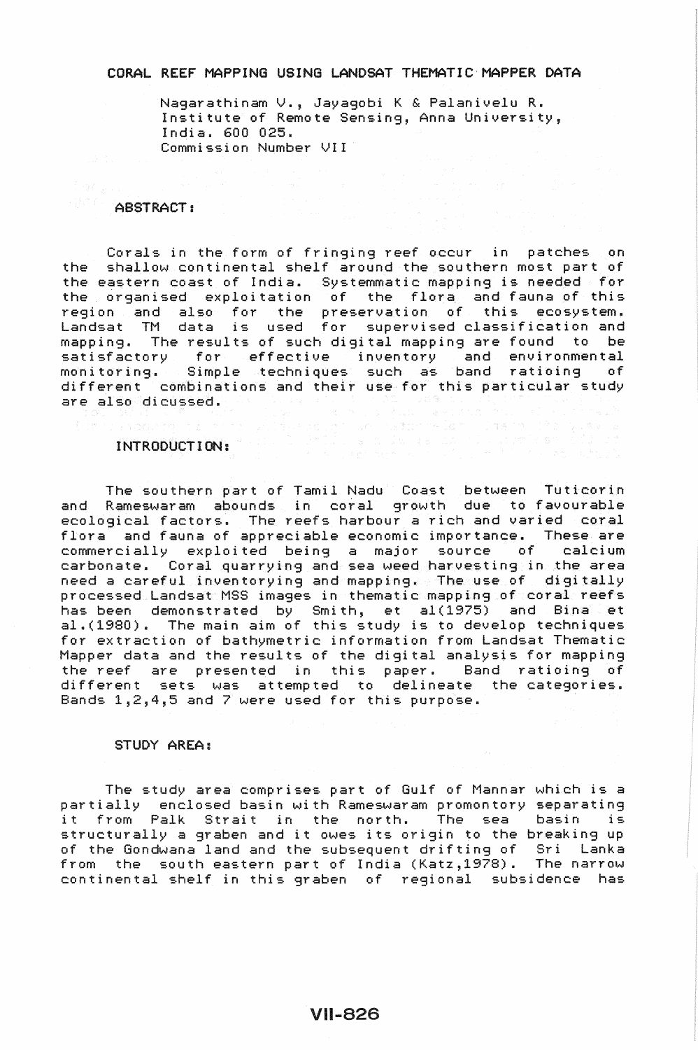# CORAL REEF MAPPING USING LANDSAT THEMATIC MAPPER DATA

Nagarathinam V., Jayagobi K & Palanivelu R.
Institute of Remote Sensing, Anna University,
India. 600 025.
Commission Number VII

## ABSTRACT:

Corals in the form of fringing reef occur in patches on the shallow continental shelf around the southern most part of the eastern coast of India. Systemmatic mapping is needed for the organised exploitation of the flora and fauna of this region and also for the preservation of this ecosystem. Landsat TM data is used for supervised classification and mapping. The results of such digital mapping are found to be satisfactory for effective inventory and environmental monitoring. Simple techniques such as band ratioing of different combinations and their use for this particular study are also dicussed.

## INTRODUCTION:

The southern part of Tamil Nadu Coast between Tuticorin and Rameswaram abounds in coral growth due to favourable ecological factors. The reefs harbour a rich and varied coral flora and fauna of appreciable economic importance. These are commercially exploited being a major source of calcium carbonate. Coral quarrying and sea weed harvesting in the area need a careful inventorying and mapping. The use of digitally processed Landsat MSS images in thematic mapping of coral reefs has been demonstrated by Smith, et al(1975) and Bina et al.(1980). The main aim of this study is to develop techniques for extraction of bathymetric information from Landsat Thematic Mapper data and the results of the digital analysis for mapping the reef are presented in this paper. Band ratioing of different sets was attempted to delineate the categories. Bands 1,2,4,5 and 7 were used for this purpose.

## STUDY AREA:

The study area comprises part of Gulf of Mannar which is a partially enclosed basin with Rameswaram promontory separating it from Palk Strait in the north. The sea basin is structurally a graben and it owes its origin to the breaking up of the Gondwana land and the subsequent drifting of Sri Lanka from the south eastern part of India (Katz,1978). The narrow continental shelf in this graben of regional subsidence has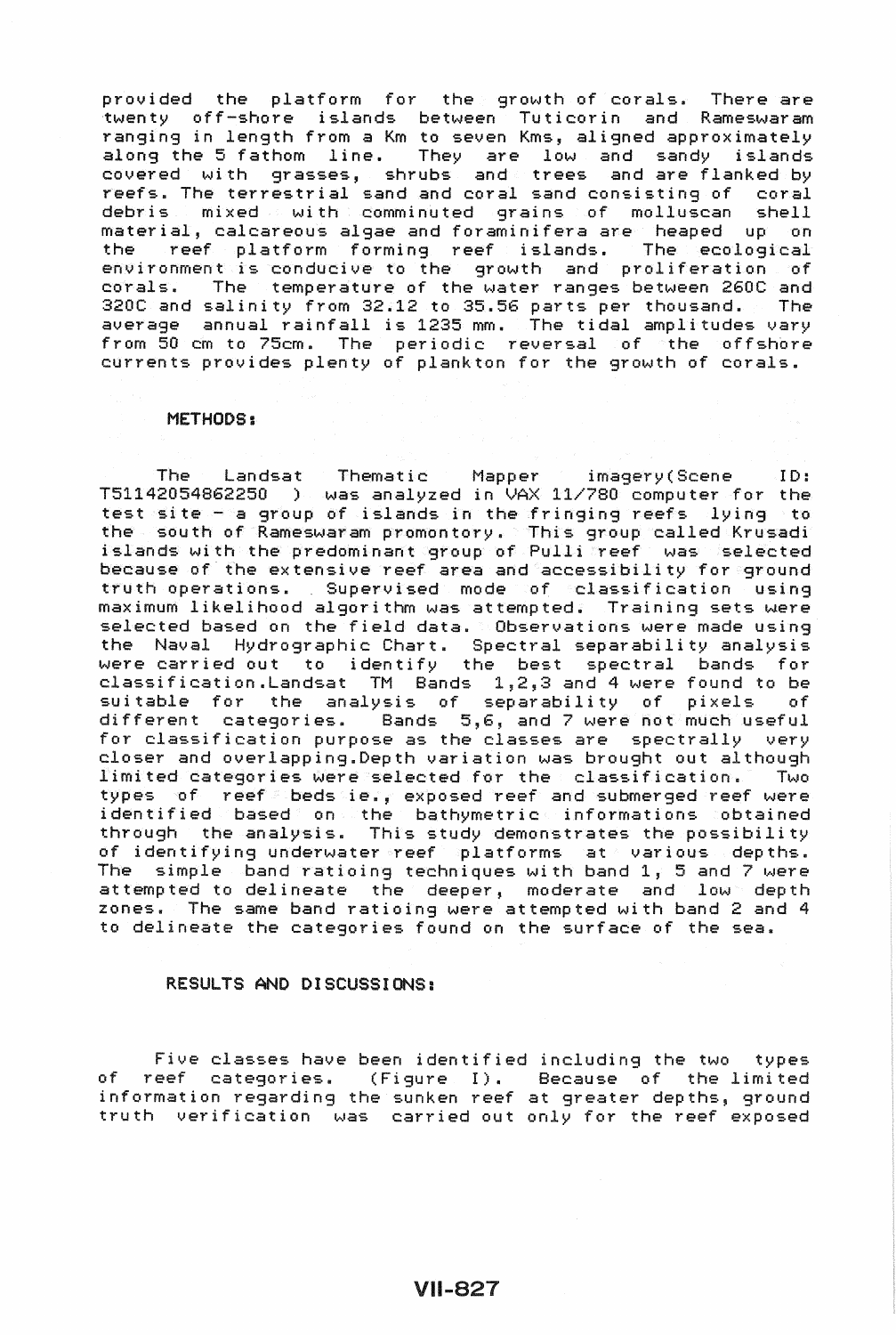provided the platform for the growth of corals. There are twenty off-shore islands between Tuticorin and Rameswaram ranging in length from a Km to seven Kms, aligned approximately along the 5 fathom line. They are low and sandy islands covered with grasses, shrubs and trees and are flanked by reefs. The terrestrial sand and coral sand consisting of coral debris mixed with comminuted grains of molluscan shell material, calcareous algae and foraminifera are heaped up on the reef platform forming reef islands. The ecological environment is conducive to the growth and proliferation of corals. The temperature of the water ranges between 26OC and 32OC and salinity from 32.12 to 35.56 parts per thousand. The average annual rainfall is 1235 mm. The tidal amplitudes vary from 50 cm to 75cm. The periodic reversal of the offshore currents provides plenty of plankton for the growth of corals.

**METHODS:**

The Landsat Thematic Mapper imagery(Scene ID: T51142054862250 ) was analyzed in VAX 11/780 computer for the test site - a group of islands in the fringing reefs lying to the south of Rameswaram promontory. This group called Krusadi islands with the predominant group of Pulli reef was selected because of the extensive reef area and accessibility for ground truth operations. Supervised mode of classification using maximum likelihood algorithm was attempted. Training sets were selected based on the field data. Observations were made using the Naval Hydrographic Chart. Spectral separability analysis were carried out to identify the best spectral bands for classification.Landsat TM Bands 1,2,3 and 4 were found to be suitable for the analysis of separability of pixels of different categories. Bands 5,6, and 7 were not much useful for classification purpose as the classes are spectrally very closer and overlapping.Depth variation was brought out although limited categories were selected for the classification. Two types of reef beds ie., exposed reef and submerged reef were identified based on the bathymetric informations obtained through the analysis. This study demonstrates the possibility of identifying underwater reef platforms at various depths. The simple band ratioing techniques with band 1, 5 and 7 were attempted to delineate the deeper, moderate and low depth zones. The same band ratioing were attempted with band 2 and 4 to delineate the categories found on the surface of the sea.

**RESULTS AND DISCUSSIONS:**

Five classes have been identified including the two types of reef categories. (Figure I). Because of the limited information regarding the sunken reef at greater depths, ground truth verification was carried out only for the reef exposed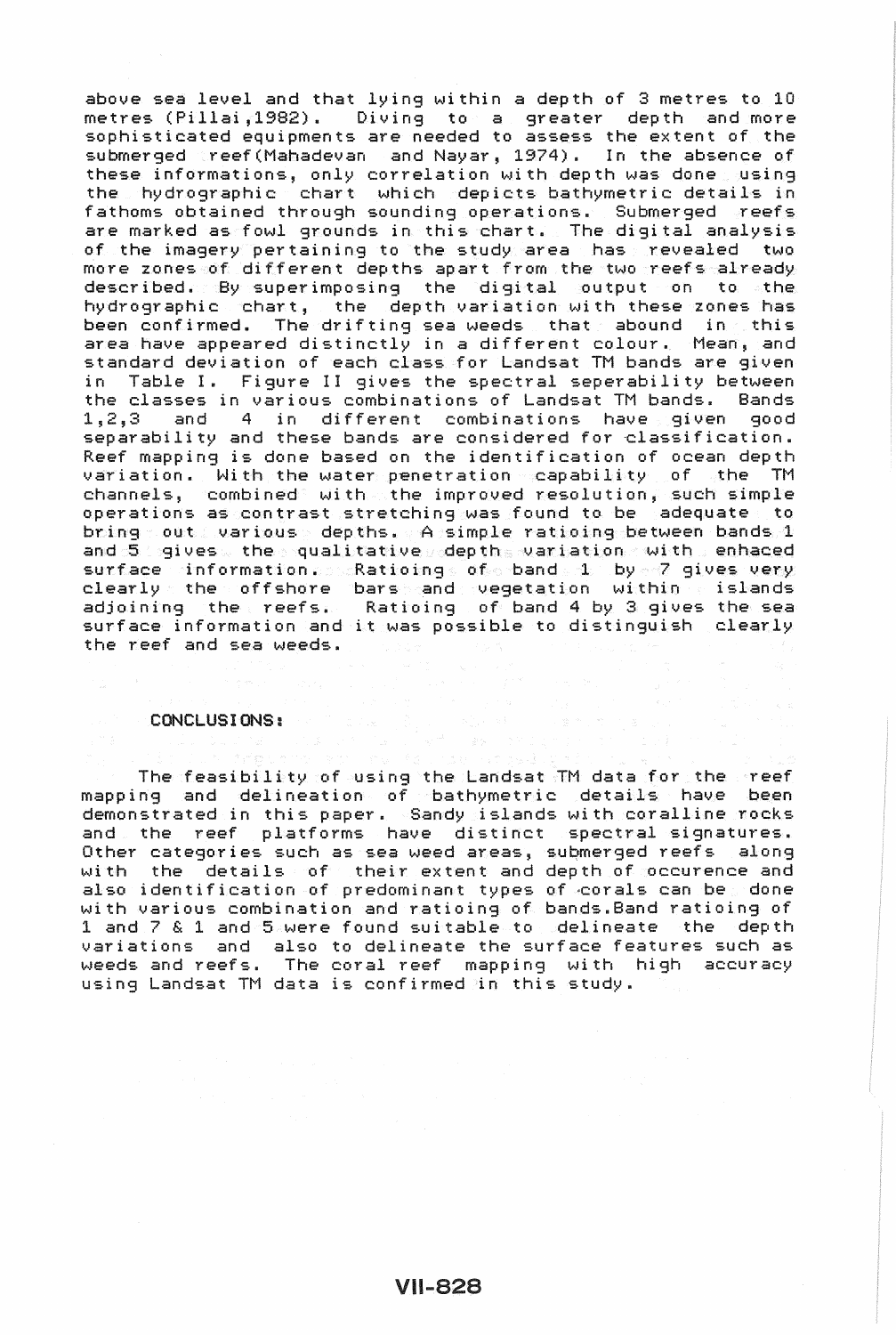above sea level and that lying within a depth of 3 metres to 10 metres (Pillai,1982). Diving to a greater depth and more sophisticated equipments are needed to assess the extent of the submerged reef(Mahadevan and Nayar, 1974). In the absence of these informations, only correlation with depth was done using the hydrographic chart which depicts bathymetric details in fathoms obtained through sounding operations. Submerged reefs are marked as fowl grounds in this chart. The digital analysis of the imagery pertaining to the study area has revealed two more zones of different depths apart from the two reefs already described. By superimposing the digital output on to the hydrographic chart, the depth variation with these zones has been confirmed. The drifting sea weeds that abound in this area have appeared distinctly in a different colour. Mean, and standard deviation of each class for Landsat TM bands are given in Table I. Figure II gives the spectral seperability between the classes in various combinations of Landsat TM bands. Bands 1,2,3 and 4 in different combinations have given good separability and these bands are considered for classification. Reef mapping is done based on the identification of ocean depth variation. With the water penetration capability of the TM channels, combined with the improved resolution, such simple operations as contrast stretching was found to be adequate to bring out various depths. A simple ratioing between bands 1 and 5 gives the qualitative depth variation with enhaced surface information. Ratioing of band 1 by 7 gives very clearly the offshore bars and vegetation within islands adjoining the reefs. Ratioing of band 4 by 3 gives the sea surface information and it was possible to distinguish clearly the reef and sea weeds.

## CONCLUSIONS:

The feasibility of using the Landsat TM data for the reef mapping and delineation of bathymetric details have been demonstrated in this paper. Sandy islands with coralline rocks and the reef platforms have distinct spectral signatures. Other categories such as sea weed areas, submerged reefs along with the details of their extent and depth of occurence and also identification of predominant types of corals can be done with various combination and ratioing of bands.Band ratioing of 1 and 7 & 1 and 5 were found suitable to delineate the depth variations and also to delineate the surface features such as weeds and reefs. The coral reef mapping with high accuracy using Landsat TM data is confirmed in this study.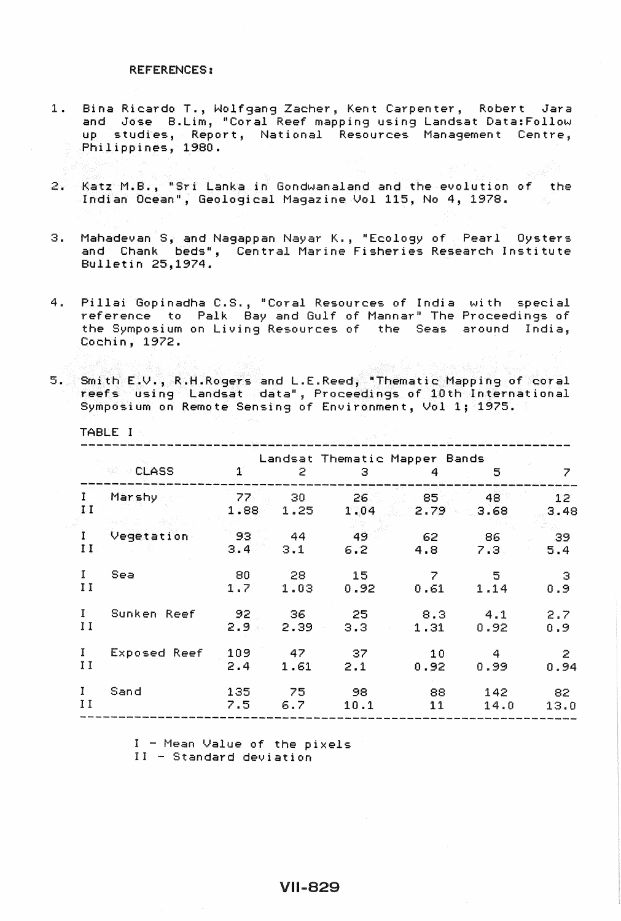REFERENCES:

1. Bina Ricardo T., Wolfgang Zacher, Kent Carpenter, Robert Jara and Jose B.Lim, "Coral Reef mapping using Landsat Data:Follow up studies, Report, National Resources Management Centre, Philippines, 1980.

2. Katz M.B., "Sri Lanka in Gondwanaland and the evolution of the Indian Ocean", Geological Magazine Vol 115, No 4, 1978.

3. Mahadevan S, and Nagappan Nayar K., "Ecology of Pearl Oysters and Chank beds", Central Marine Fisheries Research Institute Bulletin 25,1974.

4. Pillai Gopinadha C.S., "Coral Resources of India with special reference to Palk Bay and Gulf of Mannar" The Proceedings of the Symposium on Living Resources of the Seas around India, Cochin, 1972.

5. Smith E.V., R.H.Rogers and L.E.Reed, "Thematic Mapping of coral reefs using Landsat data", Proceedings of 10th International Symposium on Remote Sensing of Environment, Vol 1; 1975.

TABLE I

| | CLASS | Landsat Thematic Mapper Bands | | | | | |
|---|---|---|---|---|---|---|---|
| | | 1 | 2 | 3 | 4 | 5 | 7 |
| I | Marshy | 77 | 30 | 26 | 85 | 48 | 12 |
| II | | 1.88 | 1.25 | 1.04 | 2.79 | 3.68 | 3.48 |
| I | Vegetation | 93 | 44 | 49 | 62 | 86 | 39 |
| II | | 3.4 | 3.1 | 6.2 | 4.8 | 7.3 | 5.4 |
| I | Sea | 80 | 28 | 15 | 7 | 5 | 3 |
| II | | 1.7 | 1.03 | 0.92 | 0.61 | 1.14 | 0.9 |
| I | Sunken Reef | 92 | 36 | 25 | 8.3 | 4.1 | 2.7 |
| II | | 2.9 | 2.39 | 3.3 | 1.31 | 0.92 | 0.9 |
| I | Exposed Reef | 109 | 47 | 37 | 10 | 4 | 2 |
| II | | 2.4 | 1.61 | 2.1 | 0.92 | 0.99 | 0.94 |
| I | Sand | 135 | 75 | 98 | 88 | 142 | 82 |
| II | | 7.5 | 6.7 | 10.1 | 11 | 14.0 | 13.0 |

I - Mean Value of the pixels
II - Standard deviation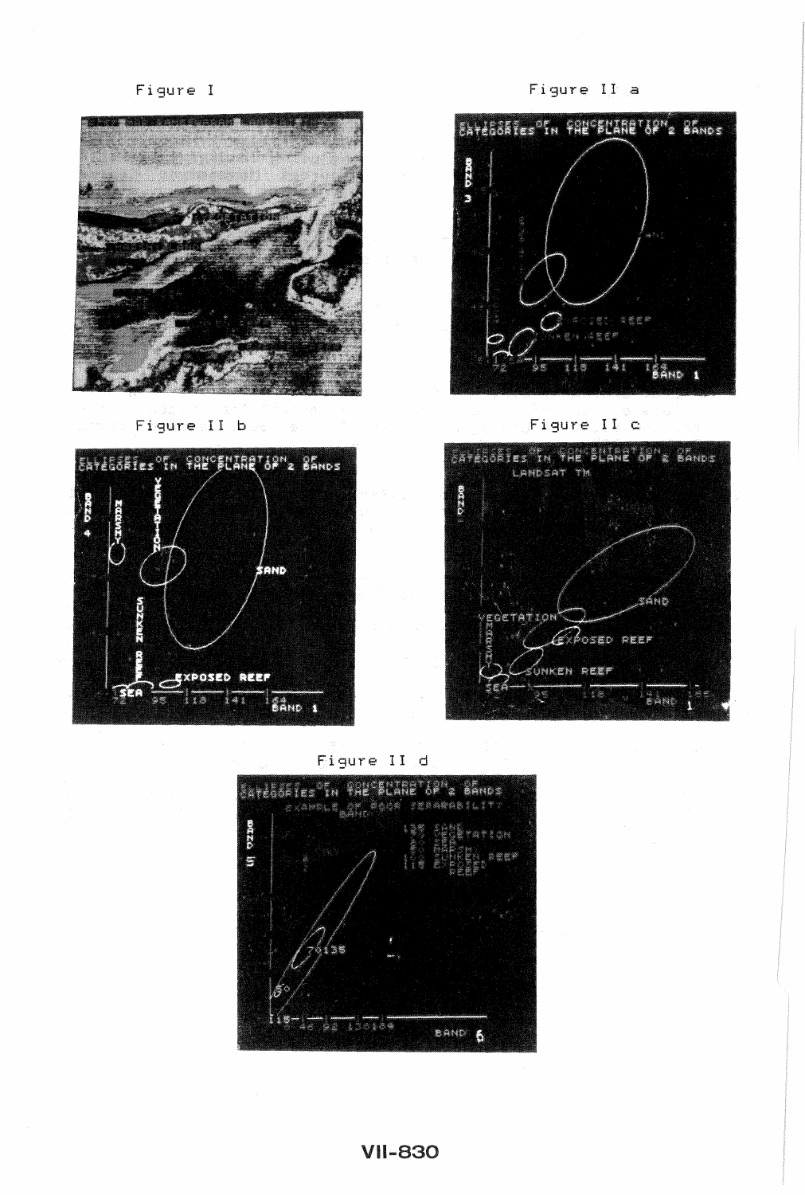Figure I

Figure II a

ELLIPSES OF CONCENTRATION OF CATEGORIES IN THE PLANE OF 2 BANDS

BAND 3

EXPOSED REEF

SUNKEN REEF

72 95 118 141 164

BAND 1

Figure II b

ELLIPSES OF CONCENTRATION OF CATEGORIES IN THE PLANE OF 2 BANDS

BAND 4

MARSHY

VEGETATION

SAND

SUNKEN REEF

EXPOSED REEF

SEA

72 95 118 141 164

BAND 1

Figure II c

ELLIPSES OF CONCENTRATION OF CATEGORIES IN THE PLANE OF 2 BANDS

LANDSAT TM

BAND

SAND

VEGETATION

MARSHY

EXPOSED REEF

SUNKEN REEF

SEA

72 95 118 141 164

BAND 1

Figure II d

ELLIPSES OF CONCENTRATION OF CATEGORIES IN THE PLANE OF 2 BANDS

EXAMPLE OF POOR SEPARABILITY

BAND 5

SAND

VEGETATION

SEA

MARSHY

SUNKEN REEF

EXPOSED REEF

70135

50

115

BAND 6